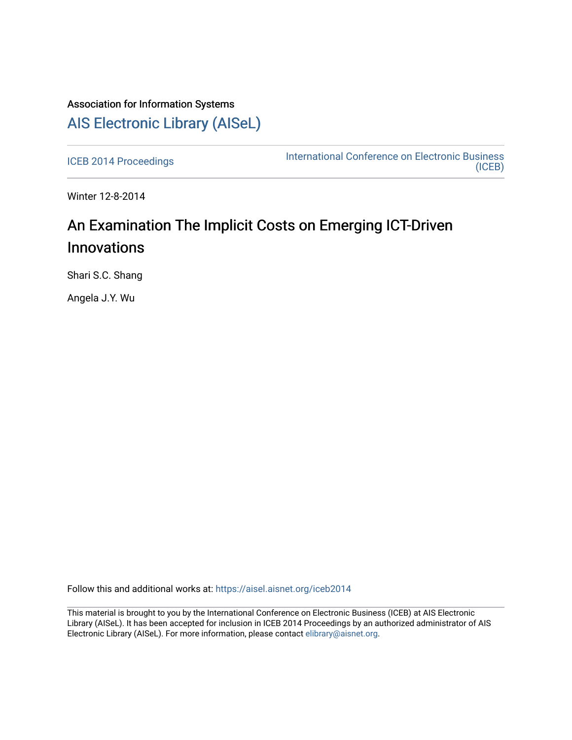Association for Information Systems

# AIS Electronic Library (AISeL)

ICEB 2014 Proceedings

International Conference on Electronic Business (ICEB)

Winter 12-8-2014

# An Examination The Implicit Costs on Emerging ICT-Driven Innovations

Shari S.C. Shang

Angela J.Y. Wu

Follow this and additional works at: https://aisel.aisnet.org/iceb2014

This material is brought to you by the International Conference on Electronic Business (ICEB) at AIS Electronic Library (AISeL). It has been accepted for inclusion in ICEB 2014 Proceedings by an authorized administrator of AIS Electronic Library (AISeL). For more information, please contact elibrary@aisnet.org.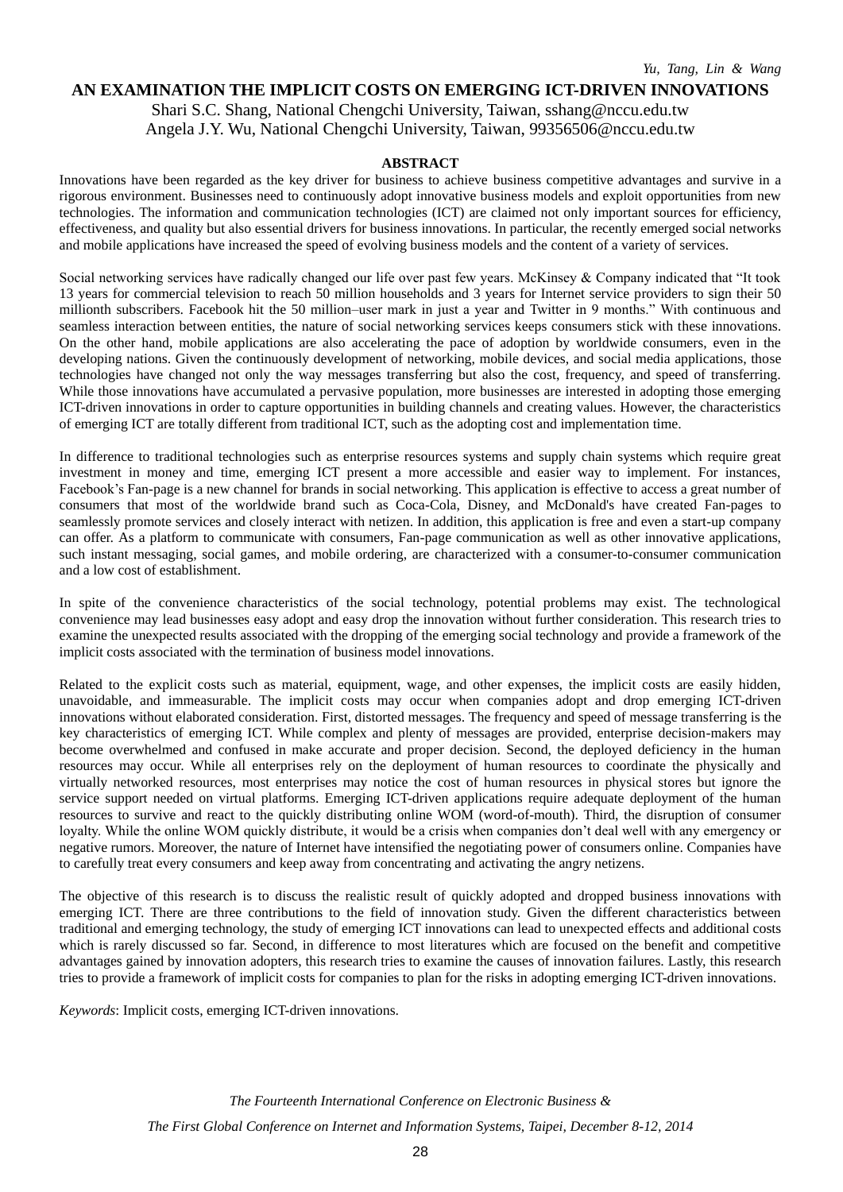# AN EXAMINATION THE IMPLICIT COSTS ON EMERGING ICT-DRIVEN INNOVATIONS

Shari S.C. Shang, National Chengchi University, Taiwan, sshang@nccu.edu.tw
Angela J.Y. Wu, National Chengchi University, Taiwan, 99356506@nccu.edu.tw

## ABSTRACT

Innovations have been regarded as the key driver for business to achieve business competitive advantages and survive in a rigorous environment. Businesses need to continuously adopt innovative business models and exploit opportunities from new technologies. The information and communication technologies (ICT) are claimed not only important sources for efficiency, effectiveness, and quality but also essential drivers for business innovations. In particular, the recently emerged social networks and mobile applications have increased the speed of evolving business models and the content of a variety of services.

Social networking services have radically changed our life over past few years. McKinsey & Company indicated that "It took 13 years for commercial television to reach 50 million households and 3 years for Internet service providers to sign their 50 millionth subscribers. Facebook hit the 50 million–user mark in just a year and Twitter in 9 months." With continuous and seamless interaction between entities, the nature of social networking services keeps consumers stick with these innovations. On the other hand, mobile applications are also accelerating the pace of adoption by worldwide consumers, even in the developing nations. Given the continuously development of networking, mobile devices, and social media applications, those technologies have changed not only the way messages transferring but also the cost, frequency, and speed of transferring. While those innovations have accumulated a pervasive population, more businesses are interested in adopting those emerging ICT-driven innovations in order to capture opportunities in building channels and creating values. However, the characteristics of emerging ICT are totally different from traditional ICT, such as the adopting cost and implementation time.

In difference to traditional technologies such as enterprise resources systems and supply chain systems which require great investment in money and time, emerging ICT present a more accessible and easier way to implement. For instances, Facebook's Fan-page is a new channel for brands in social networking. This application is effective to access a great number of consumers that most of the worldwide brand such as Coca-Cola, Disney, and McDonald's have created Fan-pages to seamlessly promote services and closely interact with netizen. In addition, this application is free and even a start-up company can offer. As a platform to communicate with consumers, Fan-page communication as well as other innovative applications, such instant messaging, social games, and mobile ordering, are characterized with a consumer-to-consumer communication and a low cost of establishment.

In spite of the convenience characteristics of the social technology, potential problems may exist. The technological convenience may lead businesses easy adopt and easy drop the innovation without further consideration. This research tries to examine the unexpected results associated with the dropping of the emerging social technology and provide a framework of the implicit costs associated with the termination of business model innovations.

Related to the explicit costs such as material, equipment, wage, and other expenses, the implicit costs are easily hidden, unavoidable, and immeasurable. The implicit costs may occur when companies adopt and drop emerging ICT-driven innovations without elaborated consideration. First, distorted messages. The frequency and speed of message transferring is the key characteristics of emerging ICT. While complex and plenty of messages are provided, enterprise decision-makers may become overwhelmed and confused in make accurate and proper decision. Second, the deployed deficiency in the human resources may occur. While all enterprises rely on the deployment of human resources to coordinate the physically and virtually networked resources, most enterprises may notice the cost of human resources in physical stores but ignore the service support needed on virtual platforms. Emerging ICT-driven applications require adequate deployment of the human resources to survive and react to the quickly distributing online WOM (word-of-mouth). Third, the disruption of consumer loyalty. While the online WOM quickly distribute, it would be a crisis when companies don't deal well with any emergency or negative rumors. Moreover, the nature of Internet have intensified the negotiating power of consumers online. Companies have to carefully treat every consumers and keep away from concentrating and activating the angry netizens.

The objective of this research is to discuss the realistic result of quickly adopted and dropped business innovations with emerging ICT. There are three contributions to the field of innovation study. Given the different characteristics between traditional and emerging technology, the study of emerging ICT innovations can lead to unexpected effects and additional costs which is rarely discussed so far. Second, in difference to most literatures which are focused on the benefit and competitive advantages gained by innovation adopters, this research tries to examine the causes of innovation failures. Lastly, this research tries to provide a framework of implicit costs for companies to plan for the risks in adopting emerging ICT-driven innovations.

*Keywords*: Implicit costs, emerging ICT-driven innovations.